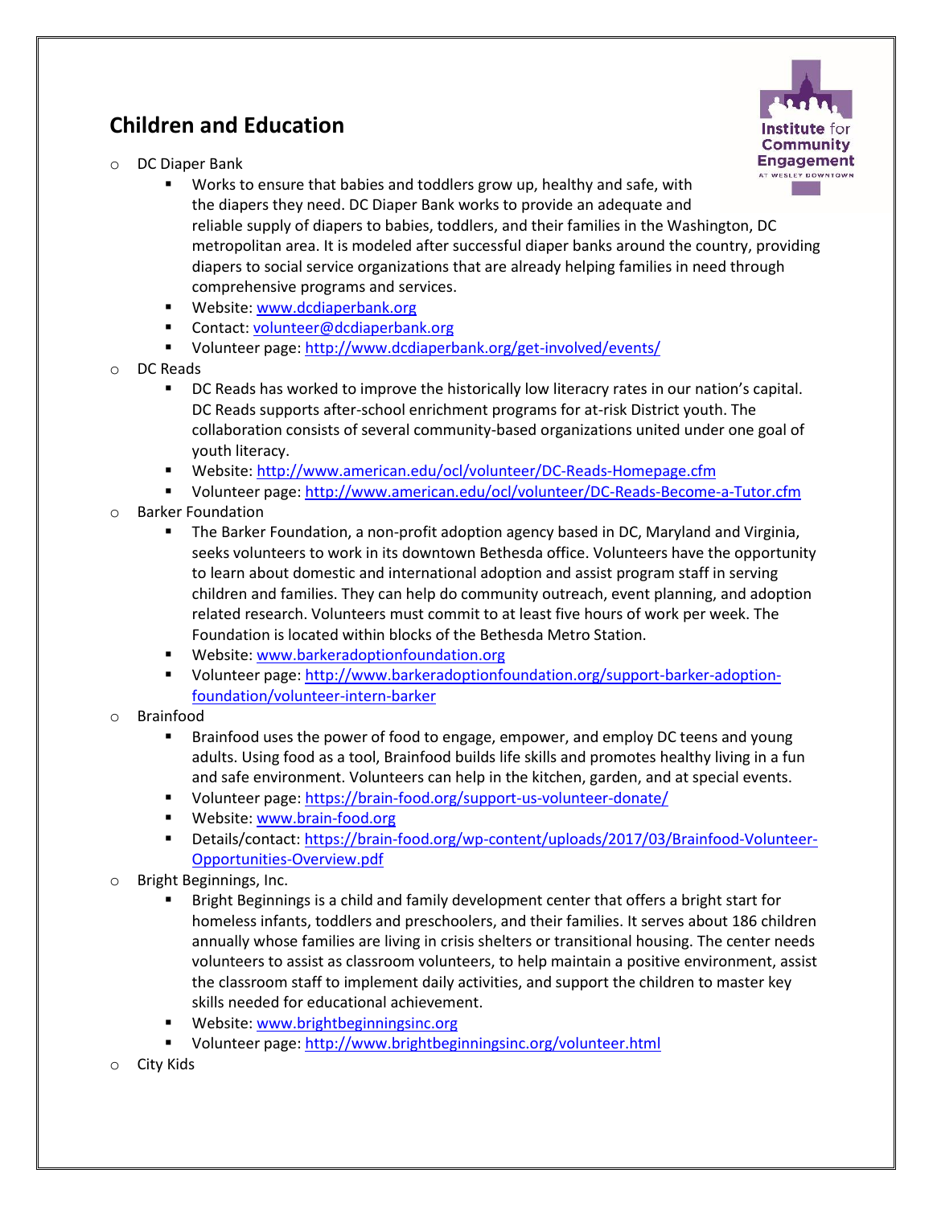## Children and Education

- DC Diaper Bank
  - Works to ensure that babies and toddlers grow up, healthy and safe, with the diapers they need. DC Diaper Bank works to provide an adequate and reliable supply of diapers to babies, toddlers, and their families in the Washington, DC metropolitan area. It is modeled after successful diaper banks around the country, providing diapers to social service organizations that are already helping families in need through comprehensive programs and services.
  - Website: www.dcdiaperbank.org
  - Contact: volunteer@dcdiaperbank.org
  - Volunteer page: http://www.dcdiaperbank.org/get-involved/events/
- DC Reads
  - DC Reads has worked to improve the historically low literacy rates in our nation's capital. DC Reads supports after-school enrichment programs for at-risk District youth. The collaboration consists of several community-based organizations united under one goal of youth literacy.
  - Website: http://www.american.edu/ocl/volunteer/DC-Reads-Homepage.cfm
  - Volunteer page: http://www.american.edu/ocl/volunteer/DC-Reads-Become-a-Tutor.cfm
- Barker Foundation
  - The Barker Foundation, a non-profit adoption agency based in DC, Maryland and Virginia, seeks volunteers to work in its downtown Bethesda office. Volunteers have the opportunity to learn about domestic and international adoption and assist program staff in serving children and families. They can help do community outreach, event planning, and adoption related research. Volunteers must commit to at least five hours of work per week. The Foundation is located within blocks of the Bethesda Metro Station.
  - Website: www.barkeradoptionfoundation.org
  - Volunteer page: http://www.barkeradoptionfoundation.org/support-barker-adoption-foundation/volunteer-intern-barker
- Brainfood
  - Brainfood uses the power of food to engage, empower, and employ DC teens and young adults. Using food as a tool, Brainfood builds life skills and promotes healthy living in a fun and safe environment. Volunteers can help in the kitchen, garden, and at special events.
  - Volunteer page: https://brain-food.org/support-us-volunteer-donate/
  - Website: www.brain-food.org
  - Details/contact: https://brain-food.org/wp-content/uploads/2017/03/Brainfood-Volunteer-Opportunities-Overview.pdf
- Bright Beginnings, Inc.
  - Bright Beginnings is a child and family development center that offers a bright start for homeless infants, toddlers and preschoolers, and their families. It serves about 186 children annually whose families are living in crisis shelters or transitional housing. The center needs volunteers to assist as classroom volunteers, to help maintain a positive environment, assist the classroom staff to implement daily activities, and support the children to master key skills needed for educational achievement.
  - Website: www.brightbeginningsinc.org
  - Volunteer page: http://www.brightbeginningsinc.org/volunteer.html
- City Kids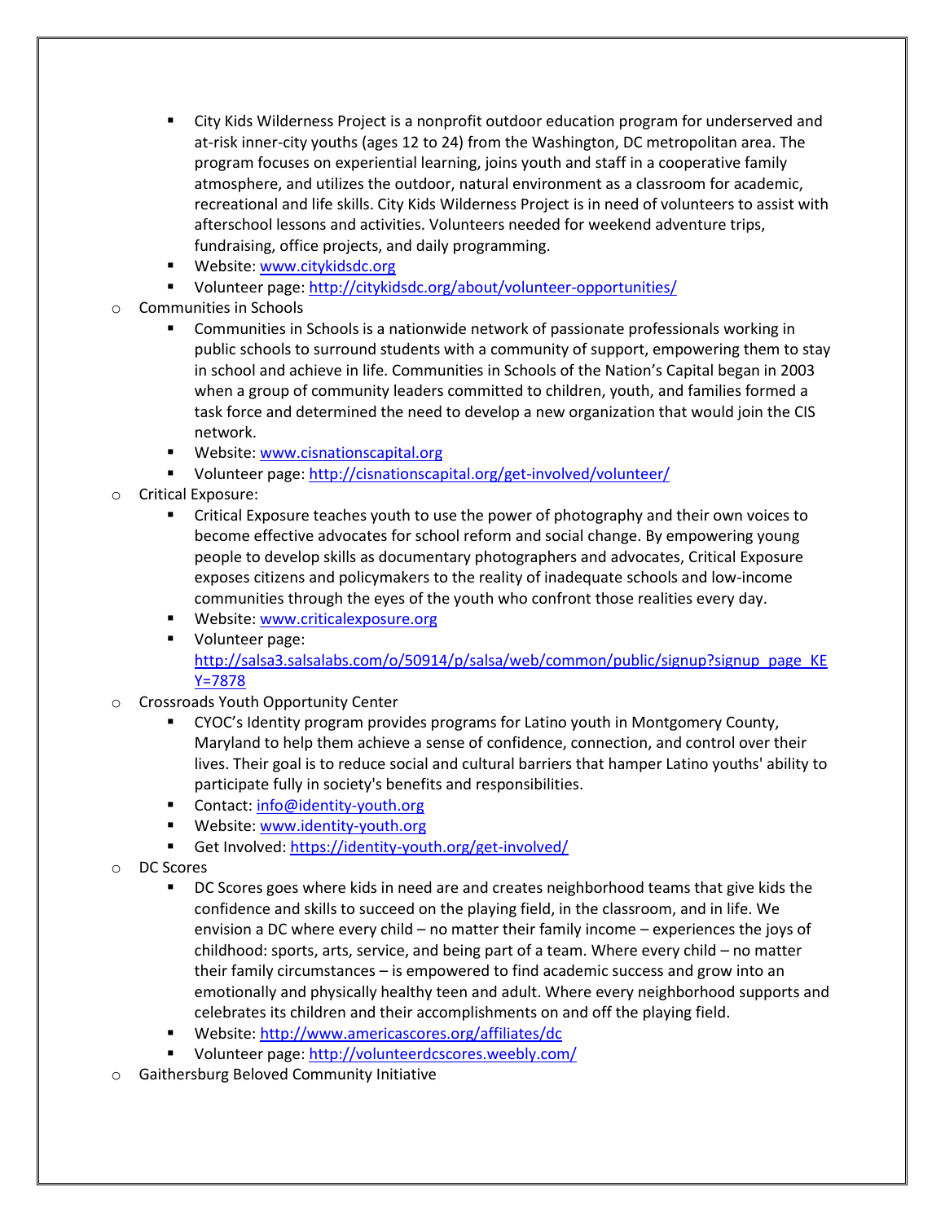- City Kids Wilderness Project is a nonprofit outdoor education program for underserved and at-risk inner-city youths (ages 12 to 24) from the Washington, DC metropolitan area. The program focuses on experiential learning, joins youth and staff in a cooperative family atmosphere, and utilizes the outdoor, natural environment as a classroom for academic, recreational and life skills. City Kids Wilderness Project is in need of volunteers to assist with afterschool lessons and activities. Volunteers needed for weekend adventure trips, fundraising, office projects, and daily programming.
        - Website: [www.citykidsdc.org](www.citykidsdc.org)
        - Volunteer page: [http://citykidsdc.org/about/volunteer-opportunities/](http://citykidsdc.org/about/volunteer-opportunities/)
    - Communities in Schools
        - Communities in Schools is a nationwide network of passionate professionals working in public schools to surround students with a community of support, empowering them to stay in school and achieve in life. Communities in Schools of the Nation's Capital began in 2003 when a group of community leaders committed to children, youth, and families formed a task force and determined the need to develop a new organization that would join the CIS network.
        - Website: [www.cisnationscapital.org](www.cisnationscapital.org)
        - Volunteer page: [http://cisnationscapital.org/get-involved/volunteer/](http://cisnationscapital.org/get-involved/volunteer/)
    - Critical Exposure:
        - Critical Exposure teaches youth to use the power of photography and their own voices to become effective advocates for school reform and social change. By empowering young people to develop skills as documentary photographers and advocates, Critical Exposure exposes citizens and policymakers to the reality of inadequate schools and low-income communities through the eyes of the youth who confront those realities every day.
        - Website: [www.criticalexposure.org](www.criticalexposure.org)
        - Volunteer page: [http://salsa3.salsalabs.com/o/50914/p/salsa/web/common/public/signup?signup_page_KEY=7878](http://salsa3.salsalabs.com/o/50914/p/salsa/web/common/public/signup?signup_page_KEY=7878)
    - Crossroads Youth Opportunity Center
        - CYOC's Identity program provides programs for Latino youth in Montgomery County, Maryland to help them achieve a sense of confidence, connection, and control over their lives. Their goal is to reduce social and cultural barriers that hamper Latino youths' ability to participate fully in society's benefits and responsibilities.
        - Contact: [info@identity-youth.org](mailto:info@identity-youth.org)
        - Website: [www.identity-youth.org](www.identity-youth.org)
        - Get Involved: [https://identity-youth.org/get-involved/](https://identity-youth.org/get-involved/)
    - DC Scores
        - DC Scores goes where kids in need are and creates neighborhood teams that give kids the confidence and skills to succeed on the playing field, in the classroom, and in life. We envision a DC where every child – no matter their family income – experiences the joys of childhood: sports, arts, service, and being part of a team. Where every child – no matter their family circumstances – is empowered to find academic success and grow into an emotionally and physically healthy teen and adult. Where every neighborhood supports and celebrates its children and their accomplishments on and off the playing field.
        - Website: [http://www.americascores.org/affiliates/dc](http://www.americascores.org/affiliates/dc)
        - Volunteer page: [http://volunteerdcscores.weebly.com/](http://volunteerdcscores.weebly.com/)
    - Gaithersburg Beloved Community Initiative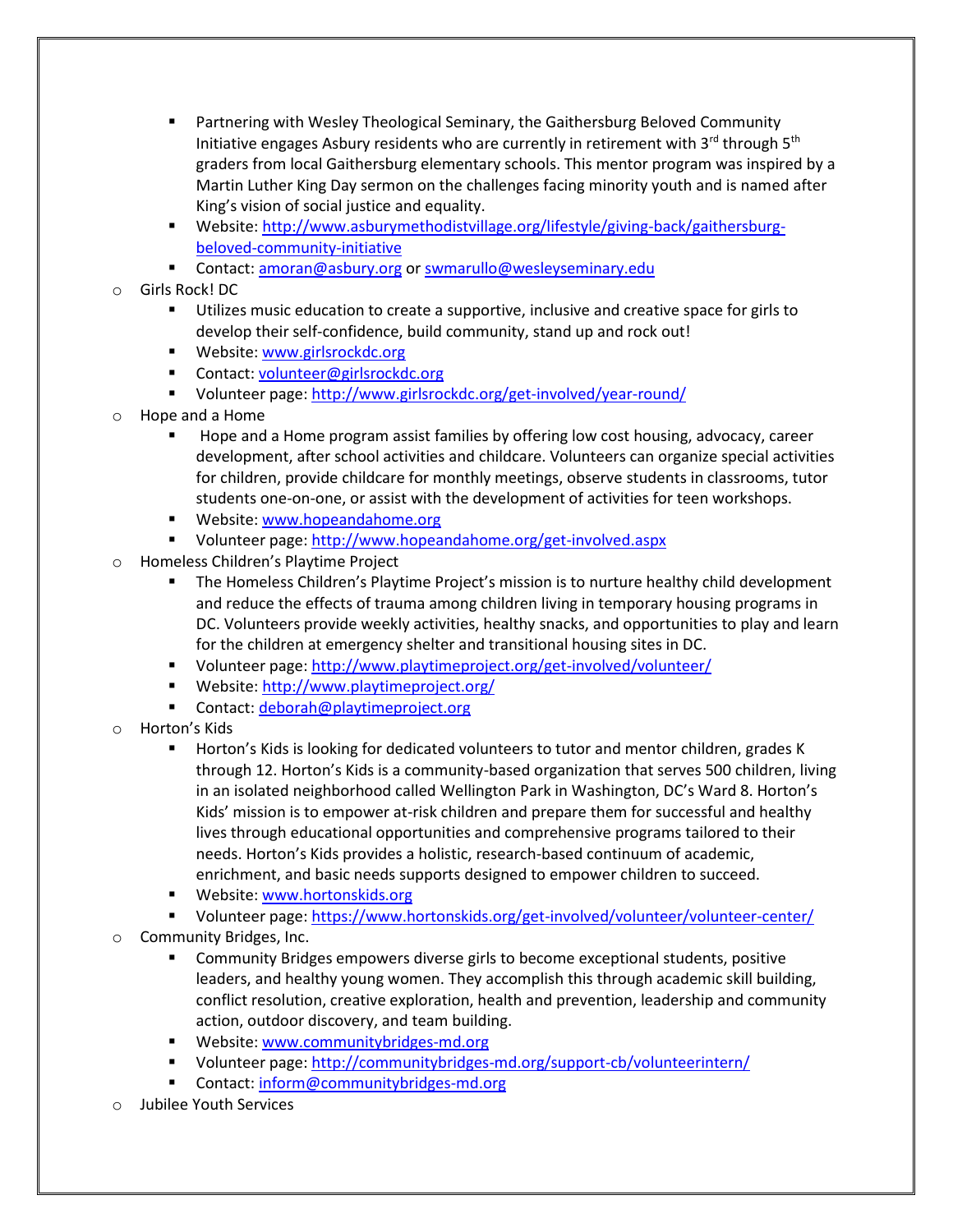- Partnering with Wesley Theological Seminary, the Gaithersburg Beloved Community Initiative engages Asbury residents who are currently in retirement with 3rd through 5th graders from local Gaithersburg elementary schools. This mentor program was inspired by a Martin Luther King Day sermon on the challenges facing minority youth and is named after King's vision of social justice and equality.
    - Website: [http://www.asburymethodistvillage.org/lifestyle/giving-back/gaithersburg-beloved-community-initiative](http://www.asburymethodistvillage.org/lifestyle/giving-back/gaithersburg-beloved-community-initiative)
    - Contact: amoran@asbury.org or swmarullo@wesleyseminary.edu
  - Girls Rock! DC
    - Utilizes music education to create a supportive, inclusive and creative space for girls to develop their self-confidence, build community, stand up and rock out!
    - Website: [www.girlsrockdc.org](http://www.girlsrockdc.org)
    - Contact: volunteer@girlsrockdc.org
    - Volunteer page: [http://www.girlsrockdc.org/get-involved/year-round/](http://www.girlsrockdc.org/get-involved/year-round/)
  - Hope and a Home
    - Hope and a Home program assist families by offering low cost housing, advocacy, career development, after school activities and childcare. Volunteers can organize special activities for children, provide childcare for monthly meetings, observe students in classrooms, tutor students one-on-one, or assist with the development of activities for teen workshops.
    - Website: [www.hopeandahome.org](http://www.hopeandahome.org)
    - Volunteer page: [http://www.hopeandahome.org/get-involved.aspx](http://www.hopeandahome.org/get-involved.aspx)
  - Homeless Children's Playtime Project
    - The Homeless Children's Playtime Project's mission is to nurture healthy child development and reduce the effects of trauma among children living in temporary housing programs in DC. Volunteers provide weekly activities, healthy snacks, and opportunities to play and learn for the children at emergency shelter and transitional housing sites in DC.
    - Volunteer page: [http://www.playtimeproject.org/get-involved/volunteer/](http://www.playtimeproject.org/get-involved/volunteer/)
    - Website: [http://www.playtimeproject.org/](http://www.playtimeproject.org/)
    - Contact: deborah@playtimeproject.org
  - Horton's Kids
    - Horton's Kids is looking for dedicated volunteers to tutor and mentor children, grades K through 12. Horton's Kids is a community-based organization that serves 500 children, living in an isolated neighborhood called Wellington Park in Washington, DC's Ward 8. Horton's Kids' mission is to empower at-risk children and prepare them for successful and healthy lives through educational opportunities and comprehensive programs tailored to their needs. Horton's Kids provides a holistic, research-based continuum of academic, enrichment, and basic needs supports designed to empower children to succeed.
    - Website: [www.hortonskids.org](http://www.hortonskids.org)
    - Volunteer page: [https://www.hortonskids.org/get-involved/volunteer/volunteer-center/](https://www.hortonskids.org/get-involved/volunteer/volunteer-center/)
  - Community Bridges, Inc.
    - Community Bridges empowers diverse girls to become exceptional students, positive leaders, and healthy young women. They accomplish this through academic skill building, conflict resolution, creative exploration, health and prevention, leadership and community action, outdoor discovery, and team building.
    - Website: [www.communitybridges-md.org](http://www.communitybridges-md.org)
    - Volunteer page: [http://communitybridges-md.org/support-cb/volunteerintern/](http://communitybridges-md.org/support-cb/volunteerintern/)
    - Contact: inform@communitybridges-md.org
  - Jubilee Youth Services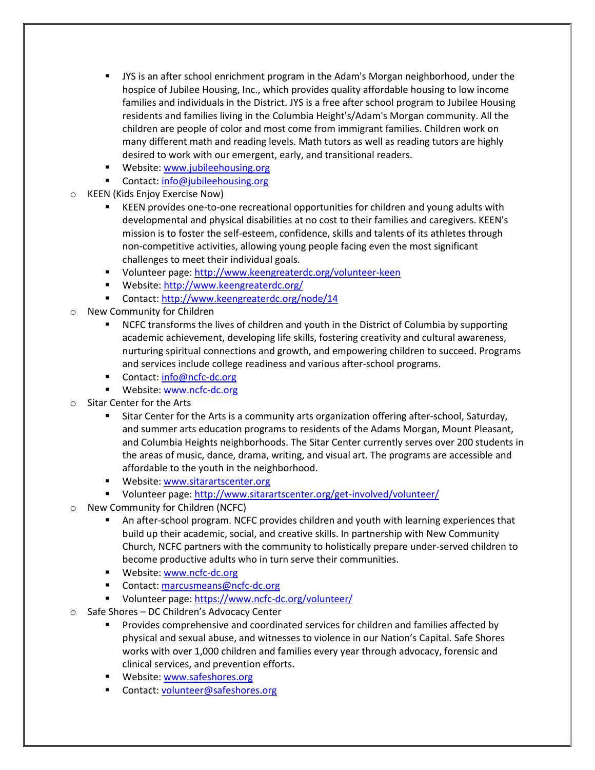- JYS is an after school enrichment program in the Adam's Morgan neighborhood, under the hospice of Jubilee Housing, Inc., which provides quality affordable housing to low income families and individuals in the District. JYS is a free after school program to Jubilee Housing residents and families living in the Columbia Height's/Adam's Morgan community. All the children are people of color and most come from immigrant families. Children work on many different math and reading levels. Math tutors as well as reading tutors are highly desired to work with our emergent, early, and transitional readers.
    - Website: [www.jubileehousing.org](http://www.jubileehousing.org)
    - Contact: [info@jubileehousing.org](mailto:info@jubileehousing.org)
- KEEN (Kids Enjoy Exercise Now)
    - KEEN provides one-to-one recreational opportunities for children and young adults with developmental and physical disabilities at no cost to their families and caregivers. KEEN's mission is to foster the self-esteem, confidence, skills and talents of its athletes through non-competitive activities, allowing young people facing even the most significant challenges to meet their individual goals.
    - Volunteer page: [http://www.keengreaterdc.org/volunteer-keen](http://www.keengreaterdc.org/volunteer-keen)
    - Website: [http://www.keengreaterdc.org/](http://www.keengreaterdc.org/)
    - Contact: [http://www.keengreaterdc.org/node/14](http://www.keengreaterdc.org/node/14)
- New Community for Children
    - NCFC transforms the lives of children and youth in the District of Columbia by supporting academic achievement, developing life skills, fostering creativity and cultural awareness, nurturing spiritual connections and growth, and empowering children to succeed. Programs and services include college readiness and various after-school programs.
    - Contact: [info@ncfc-dc.org](mailto:info@ncfc-dc.org)
    - Website: [www.ncfc-dc.org](http://www.ncfc-dc.org)
- Sitar Center for the Arts
    - Sitar Center for the Arts is a community arts organization offering after-school, Saturday, and summer arts education programs to residents of the Adams Morgan, Mount Pleasant, and Columbia Heights neighborhoods. The Sitar Center currently serves over 200 students in the areas of music, dance, drama, writing, and visual art. The programs are accessible and affordable to the youth in the neighborhood.
    - Website: [www.sitarartscenter.org](http://www.sitarartscenter.org)
    - Volunteer page: [http://www.sitarartscenter.org/get-involved/volunteer/](http://www.sitarartscenter.org/get-involved/volunteer/)
- New Community for Children (NCFC)
    - An after-school program. NCFC provides children and youth with learning experiences that build up their academic, social, and creative skills. In partnership with New Community Church, NCFC partners with the community to holistically prepare under-served children to become productive adults who in turn serve their communities.
    - Website: [www.ncfc-dc.org](http://www.ncfc-dc.org)
    - Contact: [marcusmeans@ncfc-dc.org](mailto:marcusmeans@ncfc-dc.org)
    - Volunteer page: [https://www.ncfc-dc.org/volunteer/](https://www.ncfc-dc.org/volunteer/)
- Safe Shores – DC Children's Advocacy Center
    - Provides comprehensive and coordinated services for children and families affected by physical and sexual abuse, and witnesses to violence in our Nation's Capital. Safe Shores works with over 1,000 children and families every year through advocacy, forensic and clinical services, and prevention efforts.
    - Website: [www.safeshores.org](http://www.safeshores.org)
    - Contact: [volunteer@safeshores.org](mailto:volunteer@safeshores.org)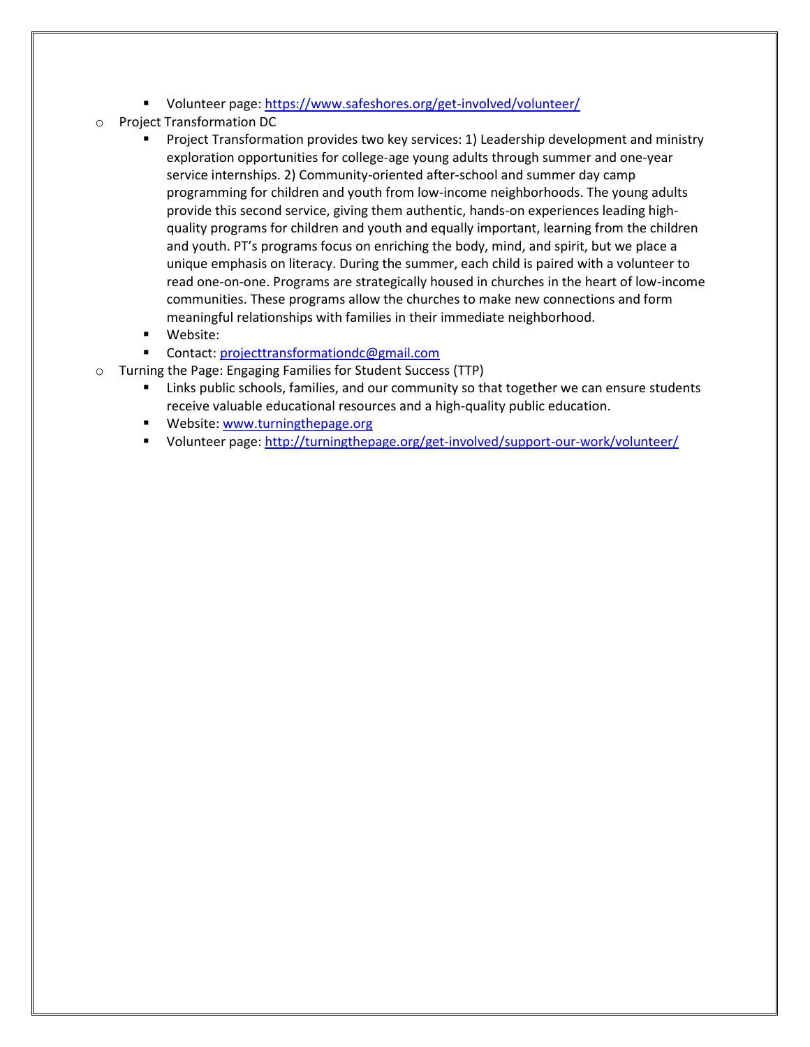- Volunteer page: https://www.safeshores.org/get-involved/volunteer/
- Project Transformation DC
    - Project Transformation provides two key services: 1) Leadership development and ministry exploration opportunities for college-age young adults through summer and one-year service internships. 2) Community-oriented after-school and summer day camp programming for children and youth from low-income neighborhoods. The young adults provide this second service, giving them authentic, hands-on experiences leading high-quality programs for children and youth and equally important, learning from the children and youth. PT's programs focus on enriching the body, mind, and spirit, but we place a unique emphasis on literacy. During the summer, each child is paired with a volunteer to read one-on-one. Programs are strategically housed in churches in the heart of low-income communities. These programs allow the churches to make new connections and form meaningful relationships with families in their immediate neighborhood.
    - Website:
    - Contact: projecttransformationdc@gmail.com
- Turning the Page: Engaging Families for Student Success (TTP)
    - Links public schools, families, and our community so that together we can ensure students receive valuable educational resources and a high-quality public education.
    - Website: www.turningthepage.org
    - Volunteer page: http://turningthepage.org/get-involved/support-our-work/volunteer/